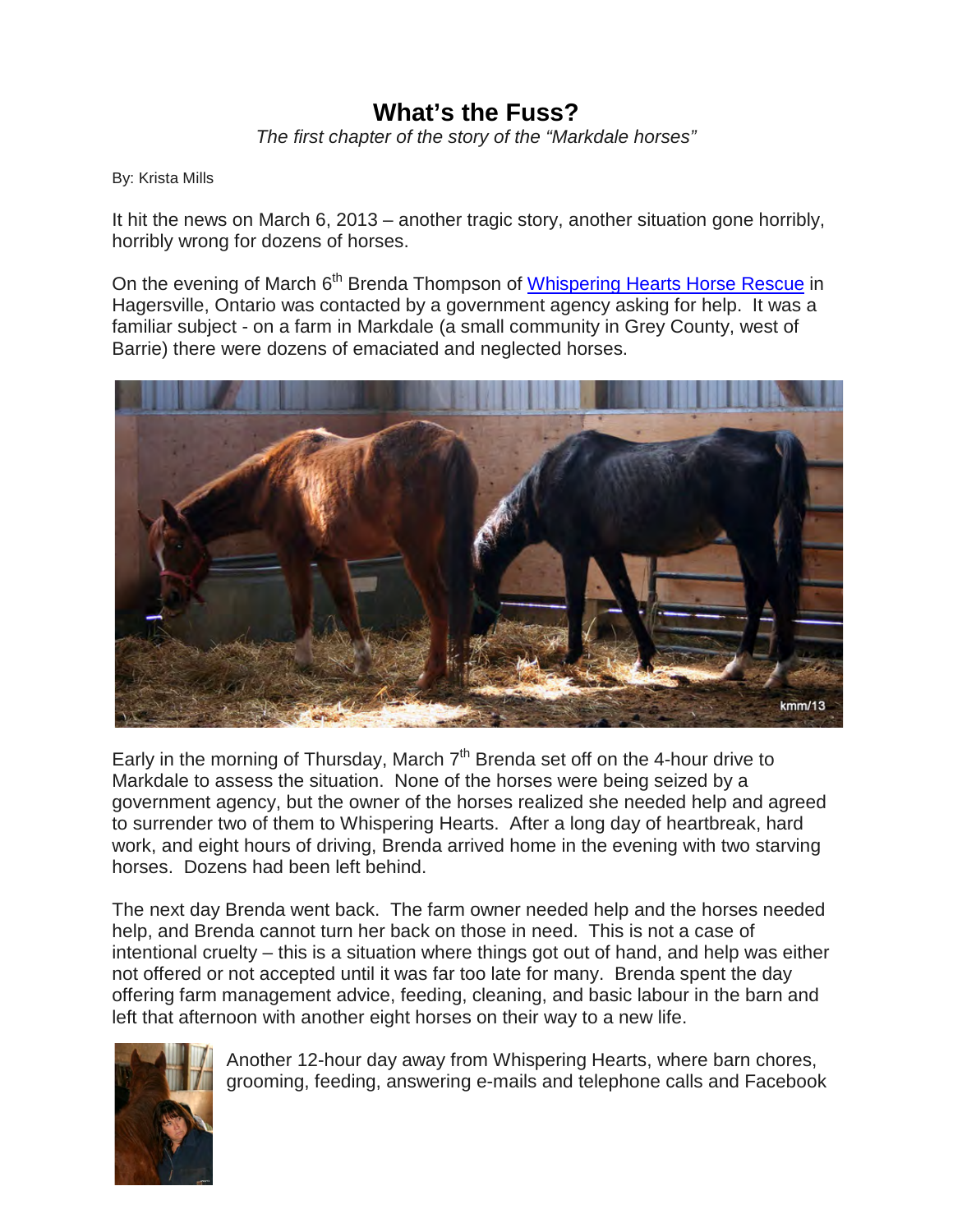# What's the Fuss?

*The first chapter of the story of the "Markdale horses"*

By: Krista Mills

It hit the news on March 6, 2013 – another tragic story, another situation gone horribly, horribly wrong for dozens of horses.

On the evening of March 6th Brenda Thompson of Whispering Hearts Horse Rescue in Hagersville, Ontario was contacted by a government agency asking for help. It was a familiar subject - on a farm in Markdale (a small community in Grey County, west of Barrie) there were dozens of emaciated and neglected horses.

Early in the morning of Thursday, March 7th Brenda set off on the 4-hour drive to Markdale to assess the situation. None of the horses were being seized by a government agency, but the owner of the horses realized she needed help and agreed to surrender two of them to Whispering Hearts. After a long day of heartbreak, hard work, and eight hours of driving, Brenda arrived home in the evening with two starving horses. Dozens had been left behind.

The next day Brenda went back. The farm owner needed help and the horses needed help, and Brenda cannot turn her back on those in need. This is not a case of intentional cruelty – this is a situation where things got out of hand, and help was either not offered or not accepted until it was far too late for many. Brenda spent the day offering farm management advice, feeding, cleaning, and basic labour in the barn and left that afternoon with another eight horses on their way to a new life.

Another 12-hour day away from Whispering Hearts, where barn chores, grooming, feeding, answering e-mails and telephone calls and Facebook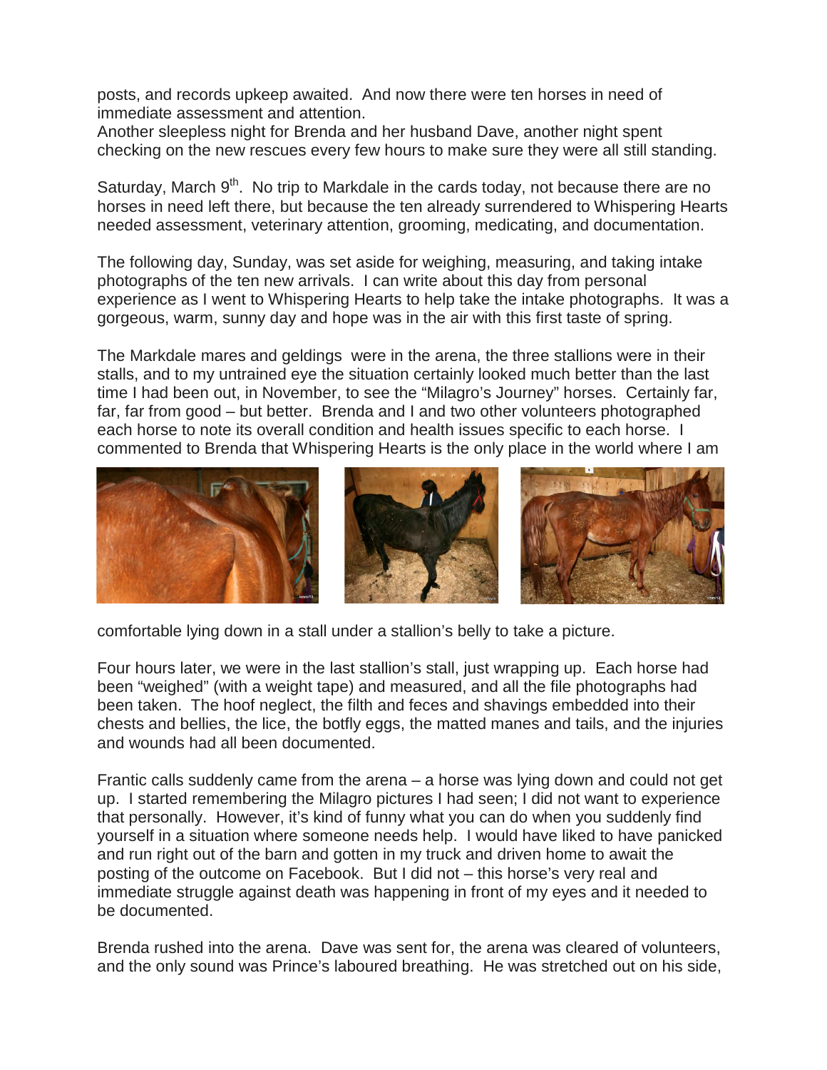posts, and records upkeep awaited. And now there were ten horses in need of immediate assessment and attention.
Another sleepless night for Brenda and her husband Dave, another night spent checking on the new rescues every few hours to make sure they were all still standing.

Saturday, March 9th. No trip to Markdale in the cards today, not because there are no horses in need left there, but because the ten already surrendered to Whispering Hearts needed assessment, veterinary attention, grooming, medicating, and documentation.

The following day, Sunday, was set aside for weighing, measuring, and taking intake photographs of the ten new arrivals. I can write about this day from personal experience as I went to Whispering Hearts to help take the intake photographs. It was a gorgeous, warm, sunny day and hope was in the air with this first taste of spring.

The Markdale mares and geldings were in the arena, the three stallions were in their stalls, and to my untrained eye the situation certainly looked much better than the last time I had been out, in November, to see the "Milagro's Journey" horses. Certainly far, far, far from good – but better. Brenda and I and two other volunteers photographed each horse to note its overall condition and health issues specific to each horse. I commented to Brenda that Whispering Hearts is the only place in the world where I am comfortable lying down in a stall under a stallion's belly to take a picture.

Four hours later, we were in the last stallion's stall, just wrapping up. Each horse had been "weighed" (with a weight tape) and measured, and all the file photographs had been taken. The hoof neglect, the filth and feces and shavings embedded into their chests and bellies, the lice, the botfly eggs, the matted manes and tails, and the injuries and wounds had all been documented.

Frantic calls suddenly came from the arena – a horse was lying down and could not get up. I started remembering the Milagro pictures I had seen; I did not want to experience that personally. However, it's kind of funny what you can do when you suddenly find yourself in a situation where someone needs help. I would have liked to have panicked and run right out of the barn and gotten in my truck and driven home to await the posting of the outcome on Facebook. But I did not – this horse's very real and immediate struggle against death was happening in front of my eyes and it needed to be documented.

Brenda rushed into the arena. Dave was sent for, the arena was cleared of volunteers, and the only sound was Prince's laboured breathing. He was stretched out on his side,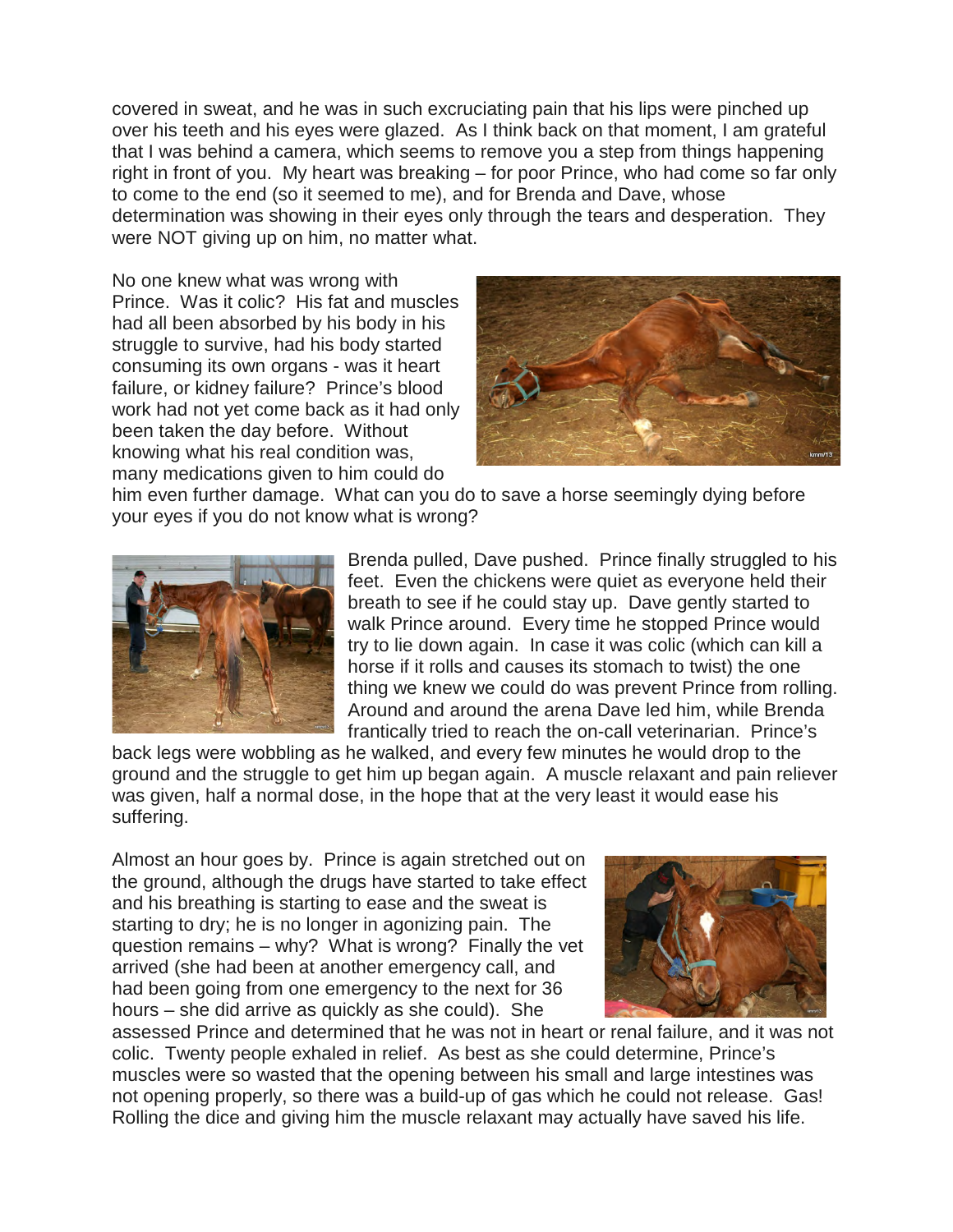covered in sweat, and he was in such excruciating pain that his lips were pinched up over his teeth and his eyes were glazed. As I think back on that moment, I am grateful that I was behind a camera, which seems to remove you a step from things happening right in front of you. My heart was breaking – for poor Prince, who had come so far only to come to the end (so it seemed to me), and for Brenda and Dave, whose determination was showing in their eyes only through the tears and desperation. They were NOT giving up on him, no matter what.

No one knew what was wrong with Prince. Was it colic? His fat and muscles had all been absorbed by his body in his struggle to survive, had his body started consuming its own organs - was it heart failure, or kidney failure? Prince's blood work had not yet come back as it had only been taken the day before. Without knowing what his real condition was, many medications given to him could do him even further damage. What can you do to save a horse seemingly dying before your eyes if you do not know what is wrong?

Brenda pulled, Dave pushed. Prince finally struggled to his feet. Even the chickens were quiet as everyone held their breath to see if he could stay up. Dave gently started to walk Prince around. Every time he stopped Prince would try to lie down again. In case it was colic (which can kill a horse if it rolls and causes its stomach to twist) the one thing we knew we could do was prevent Prince from rolling. Around and around the arena Dave led him, while Brenda frantically tried to reach the on-call veterinarian. Prince's back legs were wobbling as he walked, and every few minutes he would drop to the ground and the struggle to get him up began again. A muscle relaxant and pain reliever was given, half a normal dose, in the hope that at the very least it would ease his suffering.

Almost an hour goes by. Prince is again stretched out on the ground, although the drugs have started to take effect and his breathing is starting to ease and the sweat is starting to dry; he is no longer in agonizing pain. The question remains – why? What is wrong? Finally the vet arrived (she had been at another emergency call, and had been going from one emergency to the next for 36 hours – she did arrive as quickly as she could). She assessed Prince and determined that he was not in heart or renal failure, and it was not colic. Twenty people exhaled in relief. As best as she could determine, Prince's muscles were so wasted that the opening between his small and large intestines was not opening properly, so there was a build-up of gas which he could not release. Gas! Rolling the dice and giving him the muscle relaxant may actually have saved his life.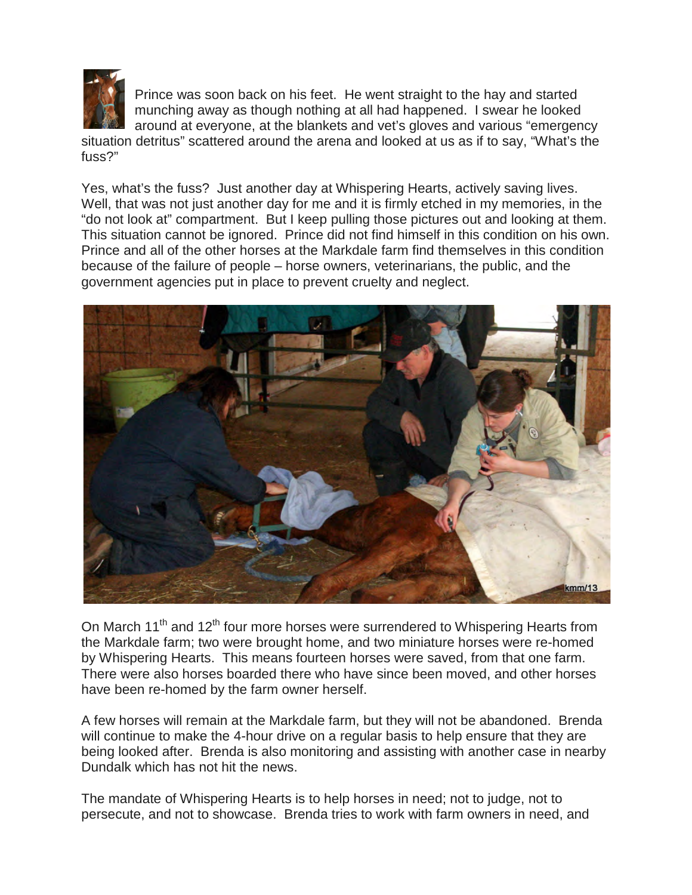Prince was soon back on his feet. He went straight to the hay and started munching away as though nothing at all had happened. I swear he looked around at everyone, at the blankets and vet's gloves and various "emergency situation detritus" scattered around the arena and looked at us as if to say, "What's the fuss?"

Yes, what's the fuss? Just another day at Whispering Hearts, actively saving lives. Well, that was not just another day for me and it is firmly etched in my memories, in the "do not look at" compartment. But I keep pulling those pictures out and looking at them. This situation cannot be ignored. Prince did not find himself in this condition on his own. Prince and all of the other horses at the Markdale farm find themselves in this condition because of the failure of people – horse owners, veterinarians, the public, and the government agencies put in place to prevent cruelty and neglect.

On March 11th and 12th four more horses were surrendered to Whispering Hearts from the Markdale farm; two were brought home, and two miniature horses were re-homed by Whispering Hearts. This means fourteen horses were saved, from that one farm. There were also horses boarded there who have since been moved, and other horses have been re-homed by the farm owner herself.

A few horses will remain at the Markdale farm, but they will not be abandoned. Brenda will continue to make the 4-hour drive on a regular basis to help ensure that they are being looked after. Brenda is also monitoring and assisting with another case in nearby Dundalk which has not hit the news.

The mandate of Whispering Hearts is to help horses in need; not to judge, not to persecute, and not to showcase. Brenda tries to work with farm owners in need, and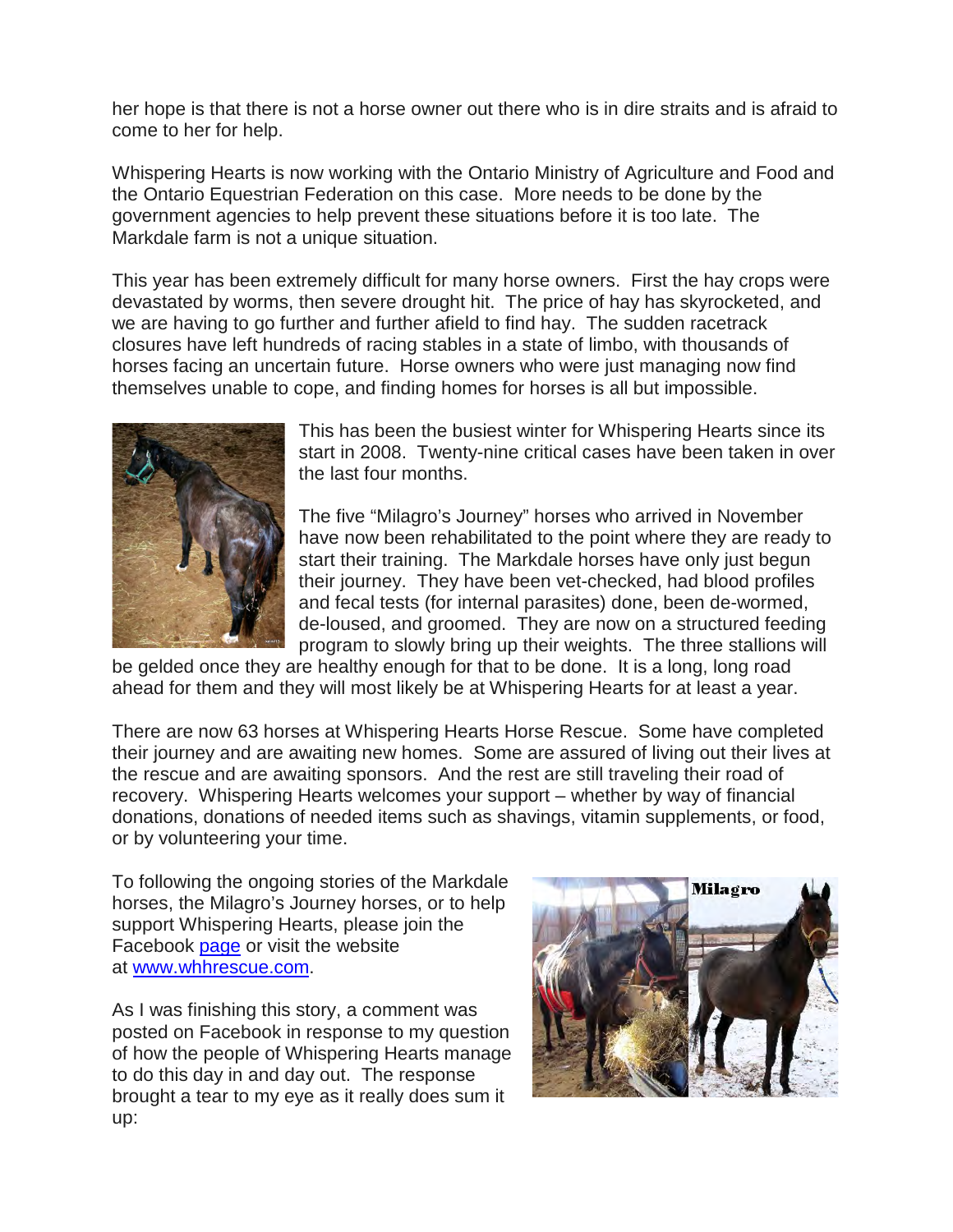her hope is that there is not a horse owner out there who is in dire straits and is afraid to come to her for help.

Whispering Hearts is now working with the Ontario Ministry of Agriculture and Food and the Ontario Equestrian Federation on this case. More needs to be done by the government agencies to help prevent these situations before it is too late. The Markdale farm is not a unique situation.

This year has been extremely difficult for many horse owners. First the hay crops were devastated by worms, then severe drought hit. The price of hay has skyrocketed, and we are having to go further and further afield to find hay. The sudden racetrack closures have left hundreds of racing stables in a state of limbo, with thousands of horses facing an uncertain future. Horse owners who were just managing now find themselves unable to cope, and finding homes for horses is all but impossible.

This has been the busiest winter for Whispering Hearts since its start in 2008. Twenty-nine critical cases have been taken in over the last four months.

The five "Milagro's Journey" horses who arrived in November have now been rehabilitated to the point where they are ready to start their training. The Markdale horses have only just begun their journey. They have been vet-checked, had blood profiles and fecal tests (for internal parasites) done, been de-wormed, de-loused, and groomed. They are now on a structured feeding program to slowly bring up their weights. The three stallions will be gelded once they are healthy enough for that to be done. It is a long, long road ahead for them and they will most likely be at Whispering Hearts for at least a year.

There are now 63 horses at Whispering Hearts Horse Rescue. Some have completed their journey and are awaiting new homes. Some are assured of living out their lives at the rescue and are awaiting sponsors. And the rest are still traveling their road of recovery. Whispering Hearts welcomes your support – whether by way of financial donations, donations of needed items such as shavings, vitamin supplements, or food, or by volunteering your time.

To following the ongoing stories of the Markdale horses, the Milagro's Journey horses, or to help support Whispering Hearts, please join the Facebook [page]() or visit the website at [www.whhrescue.com](http://www.whhrescue.com).

As I was finishing this story, a comment was posted on Facebook in response to my question of how the people of Whispering Hearts manage to do this day in and day out. The response brought a tear to my eye as it really does sum it up: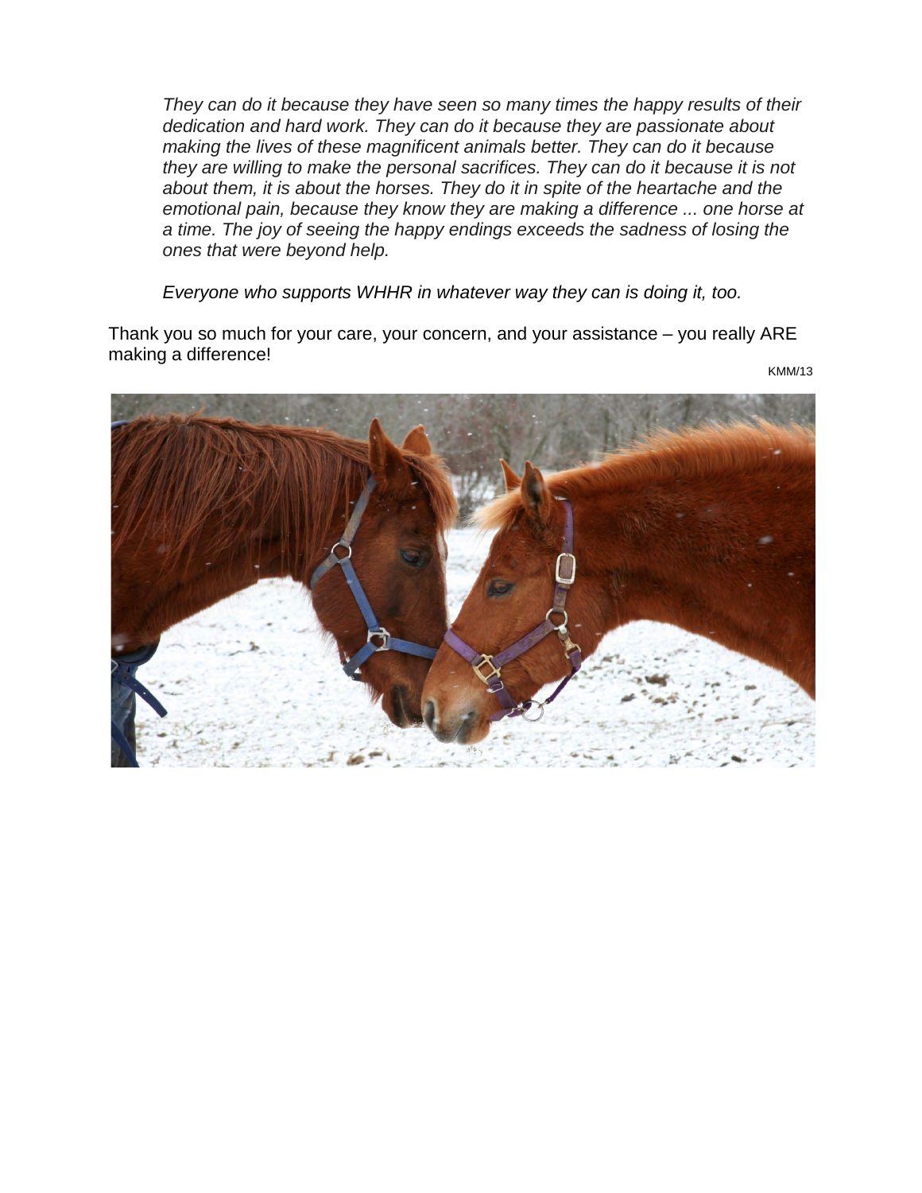*They can do it because they have seen so many times the happy results of their dedication and hard work. They can do it because they are passionate about making the lives of these magnificent animals better. They can do it because they are willing to make the personal sacrifices. They can do it because it is not about them, it is about the horses. They do it in spite of the heartache and the emotional pain, because they know they are making a difference ... one horse at a time. The joy of seeing the happy endings exceeds the sadness of losing the ones that were beyond help.*

*Everyone who supports WHHR in whatever way they can is doing it, too.*

Thank you so much for your care, your concern, and your assistance – you really ARE making a difference!

KMM/13